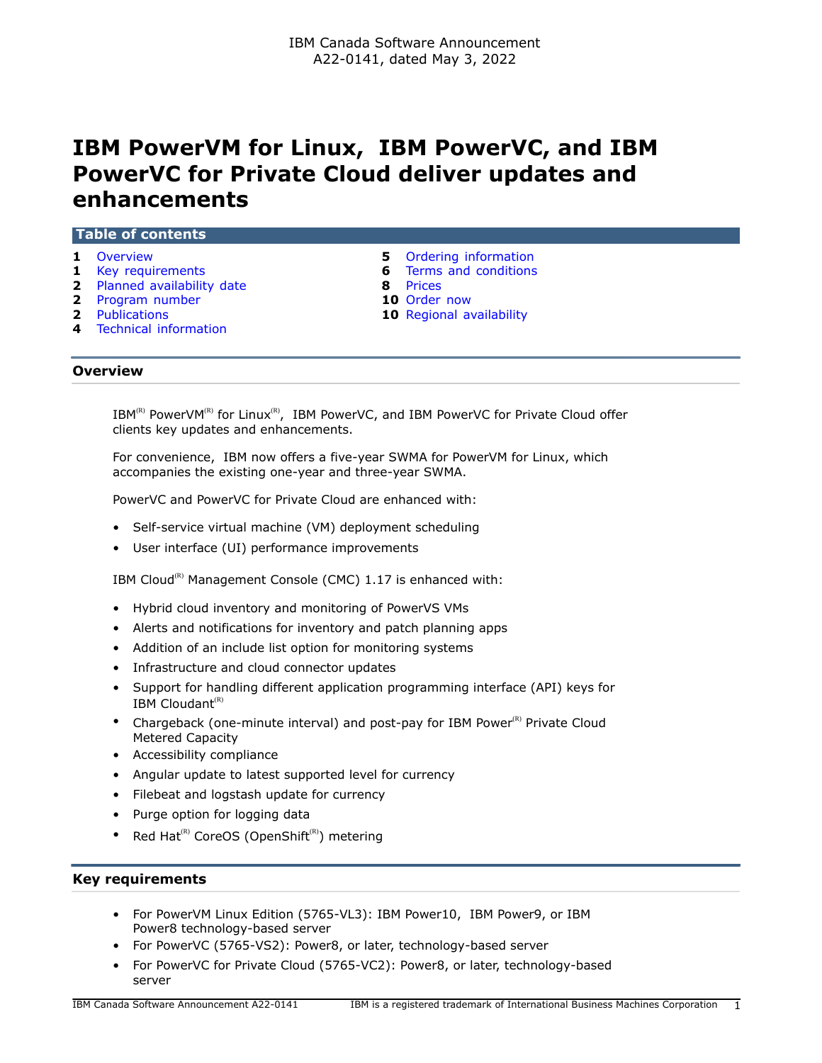IBM Canada Software Announcement
A22-0141, dated May 3, 2022

# IBM PowerVM for Linux, IBM PowerVC, and IBM PowerVC for Private Cloud deliver updates and enhancements

## Table of contents

- **1** Overview
- **1** Key requirements
- **2** Planned availability date
- **2** Program number
- **2** Publications
- **4** Technical information
- **5** Ordering information
- **6** Terms and conditions
- **8** Prices
- **10** Order now
- **10** Regional availability

## Overview

IBM(R) PowerVM(R) for Linux(R), IBM PowerVC, and IBM PowerVC for Private Cloud offer clients key updates and enhancements.

For convenience, IBM now offers a five-year SWMA for PowerVM for Linux, which accompanies the existing one-year and three-year SWMA.

PowerVC and PowerVC for Private Cloud are enhanced with:

- Self-service virtual machine (VM) deployment scheduling
- User interface (UI) performance improvements

IBM Cloud(R) Management Console (CMC) 1.17 is enhanced with:

- Hybrid cloud inventory and monitoring of PowerVS VMs
- Alerts and notifications for inventory and patch planning apps
- Addition of an include list option for monitoring systems
- Infrastructure and cloud connector updates
- Support for handling different application programming interface (API) keys for IBM Cloudant(R)
- Chargeback (one-minute interval) and post-pay for IBM Power(R) Private Cloud Metered Capacity
- Accessibility compliance
- Angular update to latest supported level for currency
- Filebeat and logstash update for currency
- Purge option for logging data
- Red Hat(R) CoreOS (OpenShift(R)) metering

## Key requirements

- For PowerVM Linux Edition (5765-VL3): IBM Power10, IBM Power9, or IBM Power8 technology-based server
- For PowerVC (5765-VS2): Power8, or later, technology-based server
- For PowerVC for Private Cloud (5765-VC2): Power8, or later, technology-based server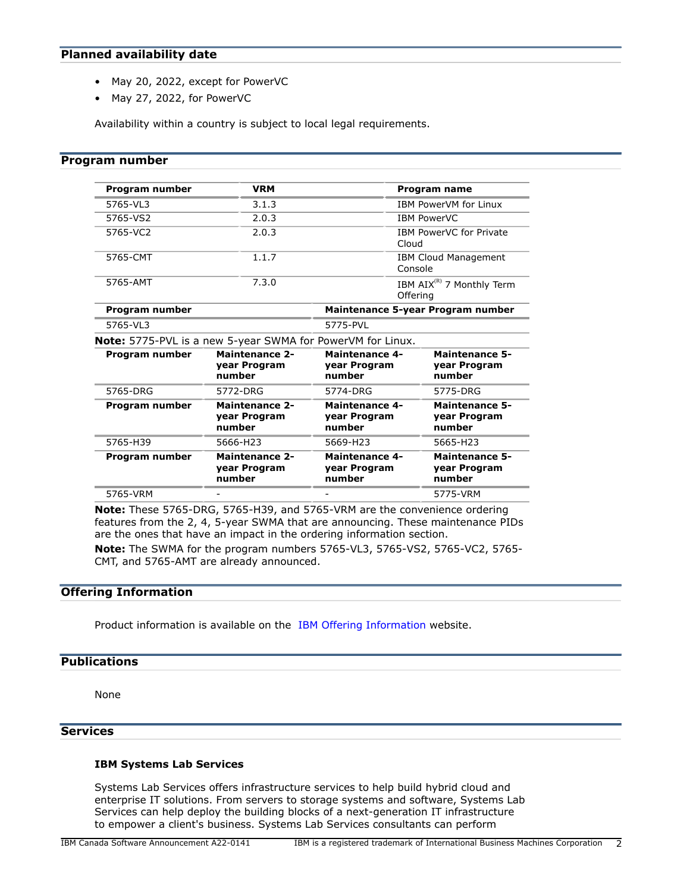## Planned availability date

- May 20, 2022, except for PowerVC
- May 27, 2022, for PowerVC

Availability within a country is subject to local legal requirements.

## Program number

| Program number | VRM | Program name |
|---|---|---|
| 5765-VL3 | 3.1.3 | IBM PowerVM for Linux |
| 5765-VS2 | 2.0.3 | IBM PowerVC |
| 5765-VC2 | 2.0.3 | IBM PowerVC for Private Cloud |
| 5765-CMT | 1.1.7 | IBM Cloud Management Console |
| 5765-AMT | 7.3.0 | IBM AIX(R) 7 Monthly Term Offering |

| Program number | Maintenance 5-year Program number |
|---|---|
| 5765-VL3 | 5775-PVL |

**Note:** 5775-PVL is a new 5-year SWMA for PowerVM for Linux.

| Program number | Maintenance 2-year Program number | Maintenance 4-year Program number | Maintenance 5-year Program number |
|---|---|---|---|
| 5765-DRG | 5772-DRG | 5774-DRG | 5775-DRG |
| 5765-H39 | 5666-H23 | 5669-H23 | 5665-H23 |
| 5765-VRM | - | - | 5775-VRM |

**Note:** These 5765-DRG, 5765-H39, and 5765-VRM are the convenience ordering features from the 2, 4, 5-year SWMA that are announcing. These maintenance PIDs are the ones that have an impact in the ordering information section.

**Note:** The SWMA for the program numbers 5765-VL3, 5765-VS2, 5765-VC2, 5765-CMT, and 5765-AMT are already announced.

## Offering Information

Product information is available on the IBM Offering Information website.

## Publications

None

## Services

### IBM Systems Lab Services

Systems Lab Services offers infrastructure services to help build hybrid cloud and enterprise IT solutions. From servers to storage systems and software, Systems Lab Services can help deploy the building blocks of a next-generation IT infrastructure to empower a client's business. Systems Lab Services consultants can perform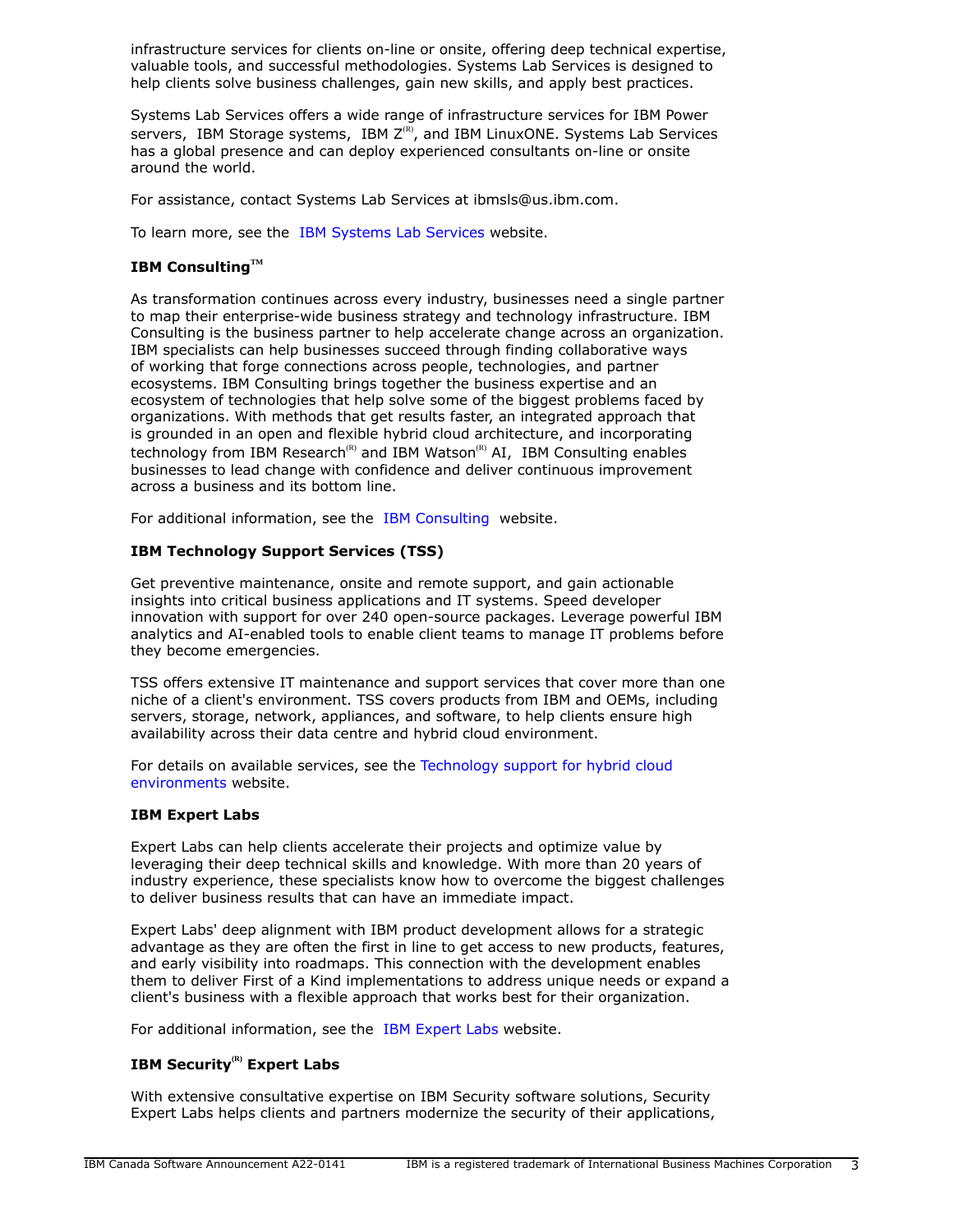infrastructure services for clients on-line or onsite, offering deep technical expertise, valuable tools, and successful methodologies. Systems Lab Services is designed to help clients solve business challenges, gain new skills, and apply best practices.

Systems Lab Services offers a wide range of infrastructure services for IBM Power servers, IBM Storage systems, IBM Z(R), and IBM LinuxONE. Systems Lab Services has a global presence and can deploy experienced consultants on-line or onsite around the world.

For assistance, contact Systems Lab Services at ibmsls@us.ibm.com.

To learn more, see the IBM Systems Lab Services website.

### IBM Consulting™

As transformation continues across every industry, businesses need a single partner to map their enterprise-wide business strategy and technology infrastructure. IBM Consulting is the business partner to help accelerate change across an organization. IBM specialists can help businesses succeed through finding collaborative ways of working that forge connections across people, technologies, and partner ecosystems. IBM Consulting brings together the business expertise and an ecosystem of technologies that help solve some of the biggest problems faced by organizations. With methods that get results faster, an integrated approach that is grounded in an open and flexible hybrid cloud architecture, and incorporating technology from IBM Research(R) and IBM Watson(R) AI, IBM Consulting enables businesses to lead change with confidence and deliver continuous improvement across a business and its bottom line.

For additional information, see the IBM Consulting website.

### IBM Technology Support Services (TSS)

Get preventive maintenance, onsite and remote support, and gain actionable insights into critical business applications and IT systems. Speed developer innovation with support for over 240 open-source packages. Leverage powerful IBM analytics and AI-enabled tools to enable client teams to manage IT problems before they become emergencies.

TSS offers extensive IT maintenance and support services that cover more than one niche of a client's environment. TSS covers products from IBM and OEMs, including servers, storage, network, appliances, and software, to help clients ensure high availability across their data centre and hybrid cloud environment.

For details on available services, see the Technology support for hybrid cloud environments website.

### IBM Expert Labs

Expert Labs can help clients accelerate their projects and optimize value by leveraging their deep technical skills and knowledge. With more than 20 years of industry experience, these specialists know how to overcome the biggest challenges to deliver business results that can have an immediate impact.

Expert Labs' deep alignment with IBM product development allows for a strategic advantage as they are often the first in line to get access to new products, features, and early visibility into roadmaps. This connection with the development enables them to deliver First of a Kind implementations to address unique needs or expand a client's business with a flexible approach that works best for their organization.

For additional information, see the IBM Expert Labs website.

### IBM Security(R) Expert Labs

With extensive consultative expertise on IBM Security software solutions, Security Expert Labs helps clients and partners modernize the security of their applications,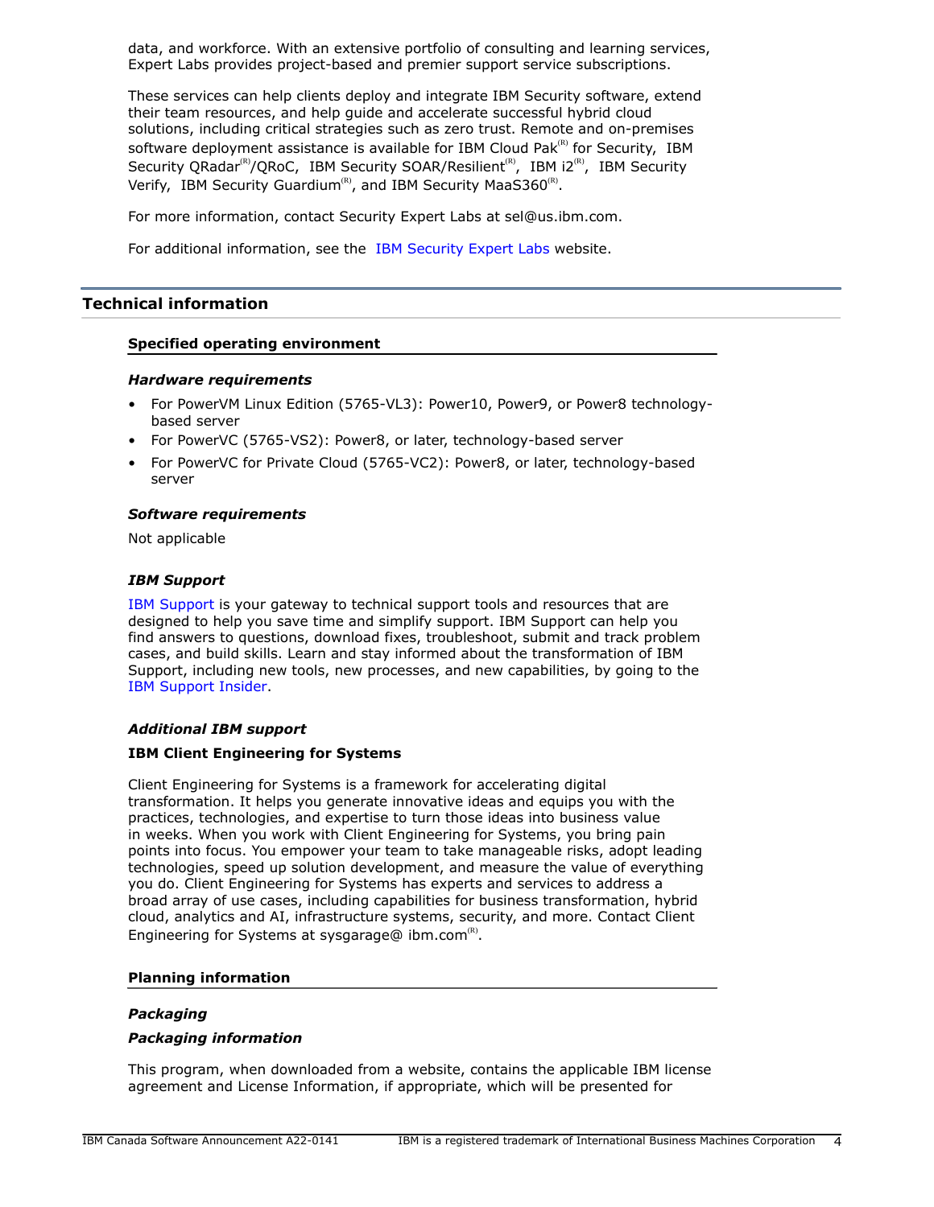data, and workforce. With an extensive portfolio of consulting and learning services, Expert Labs provides project-based and premier support service subscriptions.

These services can help clients deploy and integrate IBM Security software, extend their team resources, and help guide and accelerate successful hybrid cloud solutions, including critical strategies such as zero trust. Remote and on-premises software deployment assistance is available for IBM Cloud Pak(R) for Security, IBM Security QRadar(R)/QRoC, IBM Security SOAR/Resilient(R), IBM i2(R), IBM Security Verify, IBM Security Guardium(R), and IBM Security MaaS360(R).

For more information, contact Security Expert Labs at sel@us.ibm.com.

For additional information, see the IBM Security Expert Labs website.

## Technical information

### Specified operating environment

#### *Hardware requirements*

- For PowerVM Linux Edition (5765-VL3): Power10, Power9, or Power8 technology-based server
- For PowerVC (5765-VS2): Power8, or later, technology-based server
- For PowerVC for Private Cloud (5765-VC2): Power8, or later, technology-based server

#### *Software requirements*

Not applicable

#### *IBM Support*

IBM Support is your gateway to technical support tools and resources that are designed to help you save time and simplify support. IBM Support can help you find answers to questions, download fixes, troubleshoot, submit and track problem cases, and build skills. Learn and stay informed about the transformation of IBM Support, including new tools, new processes, and new capabilities, by going to the IBM Support Insider.

#### *Additional IBM support*

**IBM Client Engineering for Systems**

Client Engineering for Systems is a framework for accelerating digital transformation. It helps you generate innovative ideas and equips you with the practices, technologies, and expertise to turn those ideas into business value in weeks. When you work with Client Engineering for Systems, you bring pain points into focus. You empower your team to take manageable risks, adopt leading technologies, speed up solution development, and measure the value of everything you do. Client Engineering for Systems has experts and services to address a broad array of use cases, including capabilities for business transformation, hybrid cloud, analytics and AI, infrastructure systems, security, and more. Contact Client Engineering for Systems at sysgarage@ ibm.com(R).

### Planning information

#### *Packaging*

#### *Packaging information*

This program, when downloaded from a website, contains the applicable IBM license agreement and License Information, if appropriate, which will be presented for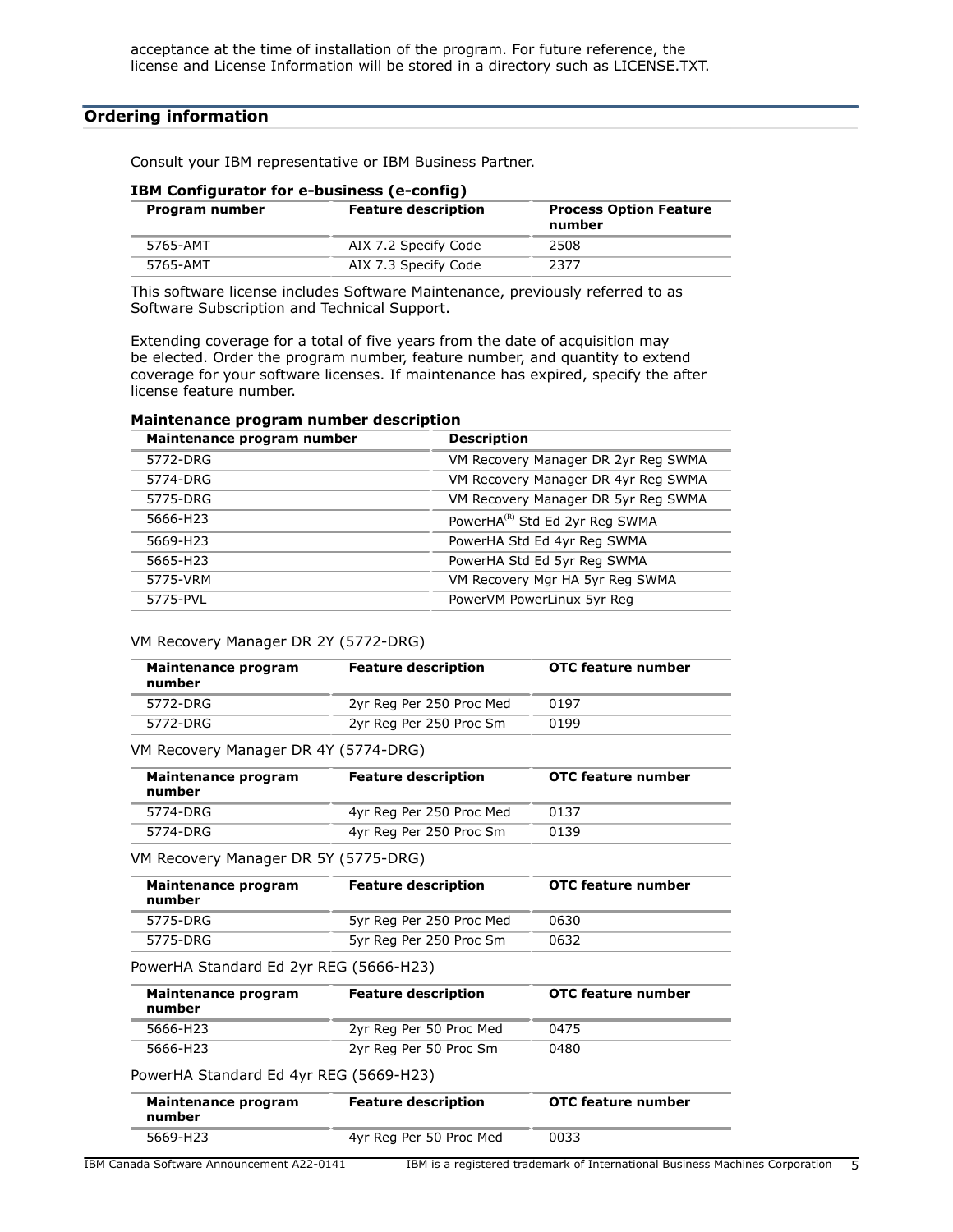acceptance at the time of installation of the program. For future reference, the license and License Information will be stored in a directory such as LICENSE.TXT.

## Ordering information

Consult your IBM representative or IBM Business Partner.

**IBM Configurator for e-business (e-config)**

| Program number | Feature description | Process Option Feature number |
|---|---|---|
| 5765-AMT | AIX 7.2 Specify Code | 2508 |
| 5765-AMT | AIX 7.3 Specify Code | 2377 |

This software license includes Software Maintenance, previously referred to as Software Subscription and Technical Support.

Extending coverage for a total of five years from the date of acquisition may be elected. Order the program number, feature number, and quantity to extend coverage for your software licenses. If maintenance has expired, specify the after license feature number.

**Maintenance program number description**

| Maintenance program number | Description |
|---|---|
| 5772-DRG | VM Recovery Manager DR 2yr Reg SWMA |
| 5774-DRG | VM Recovery Manager DR 4yr Reg SWMA |
| 5775-DRG | VM Recovery Manager DR 5yr Reg SWMA |
| 5666-H23 | PowerHA(R) Std Ed 2yr Reg SWMA |
| 5669-H23 | PowerHA Std Ed 4yr Reg SWMA |
| 5665-H23 | PowerHA Std Ed 5yr Reg SWMA |
| 5775-VRM | VM Recovery Mgr HA 5yr Reg SWMA |
| 5775-PVL | PowerVM PowerLinux 5yr Reg |

VM Recovery Manager DR 2Y (5772-DRG)

| Maintenance program number | Feature description | OTC feature number |
|---|---|---|
| 5772-DRG | 2yr Reg Per 250 Proc Med | 0197 |
| 5772-DRG | 2yr Reg Per 250 Proc Sm | 0199 |

VM Recovery Manager DR 4Y (5774-DRG)

| Maintenance program number | Feature description | OTC feature number |
|---|---|---|
| 5774-DRG | 4yr Reg Per 250 Proc Med | 0137 |
| 5774-DRG | 4yr Reg Per 250 Proc Sm | 0139 |

VM Recovery Manager DR 5Y (5775-DRG)

| Maintenance program number | Feature description | OTC feature number |
|---|---|---|
| 5775-DRG | 5yr Reg Per 250 Proc Med | 0630 |
| 5775-DRG | 5yr Reg Per 250 Proc Sm | 0632 |

PowerHA Standard Ed 2yr REG (5666-H23)

| Maintenance program number | Feature description | OTC feature number |
|---|---|---|
| 5666-H23 | 2yr Reg Per 50 Proc Med | 0475 |
| 5666-H23 | 2yr Reg Per 50 Proc Sm | 0480 |

PowerHA Standard Ed 4yr REG (5669-H23)

| Maintenance program number | Feature description | OTC feature number |
|---|---|---|
| 5669-H23 | 4yr Reg Per 50 Proc Med | 0033 |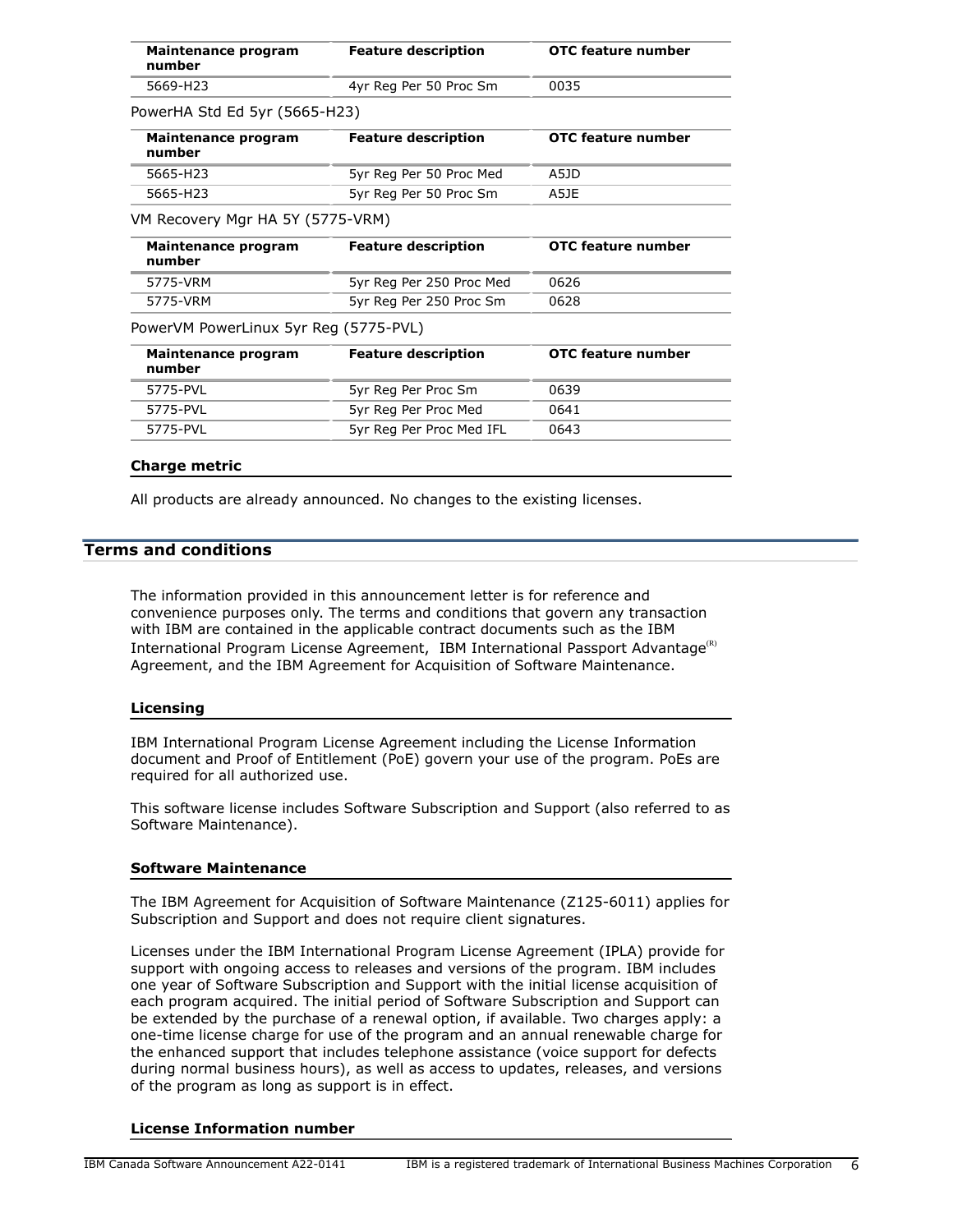| Maintenance program number | Feature description | OTC feature number |
|---|---|---|
| 5669-H23 | 4yr Reg Per 50 Proc Sm | 0035 |

PowerHA Std Ed 5yr (5665-H23)

| Maintenance program number | Feature description | OTC feature number |
|---|---|---|
| 5665-H23 | 5yr Reg Per 50 Proc Med | A5JD |
| 5665-H23 | 5yr Reg Per 50 Proc Sm | A5JE |

VM Recovery Mgr HA 5Y (5775-VRM)

| Maintenance program number | Feature description | OTC feature number |
|---|---|---|
| 5775-VRM | 5yr Reg Per 250 Proc Med | 0626 |
| 5775-VRM | 5yr Reg Per 250 Proc Sm | 0628 |

PowerVM PowerLinux 5yr Reg (5775-PVL)

| Maintenance program number | Feature description | OTC feature number |
|---|---|---|
| 5775-PVL | 5yr Reg Per Proc Sm | 0639 |
| 5775-PVL | 5yr Reg Per Proc Med | 0641 |
| 5775-PVL | 5yr Reg Per Proc Med IFL | 0643 |

### Charge metric

All products are already announced. No changes to the existing licenses.

## Terms and conditions

The information provided in this announcement letter is for reference and convenience purposes only. The terms and conditions that govern any transaction with IBM are contained in the applicable contract documents such as the IBM International Program License Agreement, IBM International Passport Advantage(R) Agreement, and the IBM Agreement for Acquisition of Software Maintenance.

### Licensing

IBM International Program License Agreement including the License Information document and Proof of Entitlement (PoE) govern your use of the program. PoEs are required for all authorized use.

This software license includes Software Subscription and Support (also referred to as Software Maintenance).

### Software Maintenance

The IBM Agreement for Acquisition of Software Maintenance (Z125-6011) applies for Subscription and Support and does not require client signatures.

Licenses under the IBM International Program License Agreement (IPLA) provide for support with ongoing access to releases and versions of the program. IBM includes one year of Software Subscription and Support with the initial license acquisition of each program acquired. The initial period of Software Subscription and Support can be extended by the purchase of a renewal option, if available. Two charges apply: a one-time license charge for use of the program and an annual renewable charge for the enhanced support that includes telephone assistance (voice support for defects during normal business hours), as well as access to updates, releases, and versions of the program as long as support is in effect.

### License Information number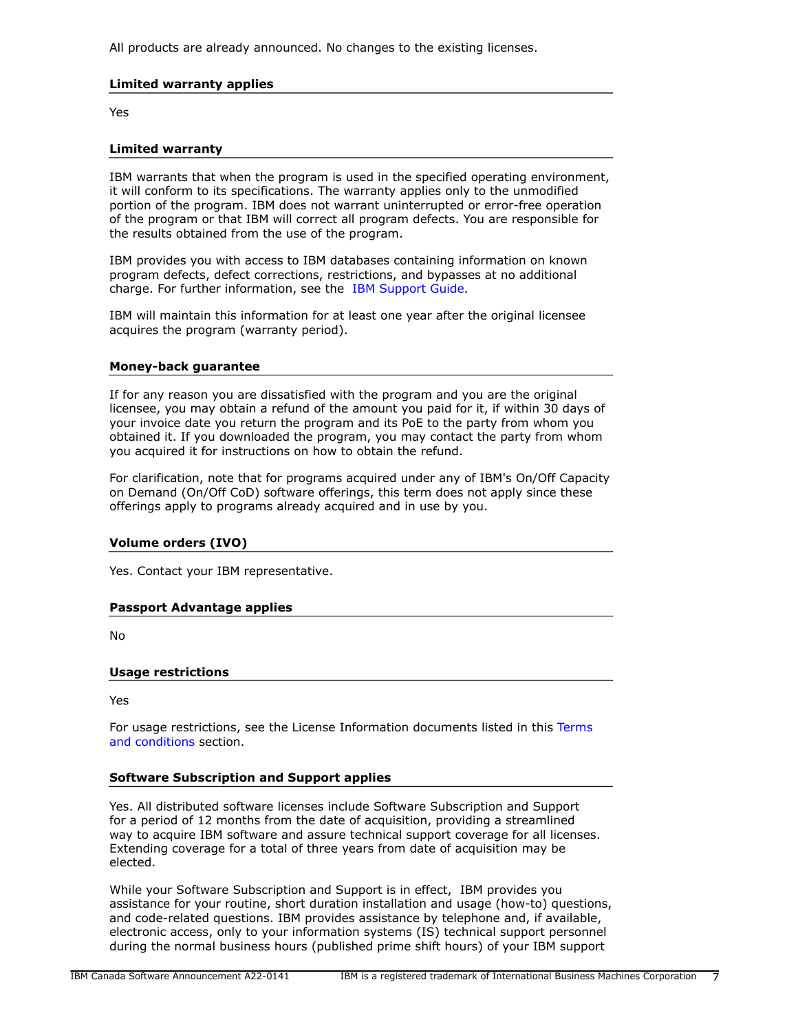All products are already announced. No changes to the existing licenses.

### Limited warranty applies

Yes

### Limited warranty

IBM warrants that when the program is used in the specified operating environment, it will conform to its specifications. The warranty applies only to the unmodified portion of the program. IBM does not warrant uninterrupted or error-free operation of the program or that IBM will correct all program defects. You are responsible for the results obtained from the use of the program.

IBM provides you with access to IBM databases containing information on known program defects, defect corrections, restrictions, and bypasses at no additional charge. For further information, see the IBM Support Guide.

IBM will maintain this information for at least one year after the original licensee acquires the program (warranty period).

### Money-back guarantee

If for any reason you are dissatisfied with the program and you are the original licensee, you may obtain a refund of the amount you paid for it, if within 30 days of your invoice date you return the program and its PoE to the party from whom you obtained it. If you downloaded the program, you may contact the party from whom you acquired it for instructions on how to obtain the refund.

For clarification, note that for programs acquired under any of IBM's On/Off Capacity on Demand (On/Off CoD) software offerings, this term does not apply since these offerings apply to programs already acquired and in use by you.

### Volume orders (IVO)

Yes. Contact your IBM representative.

### Passport Advantage applies

No

### Usage restrictions

Yes

For usage restrictions, see the License Information documents listed in this Terms and conditions section.

### Software Subscription and Support applies

Yes. All distributed software licenses include Software Subscription and Support for a period of 12 months from the date of acquisition, providing a streamlined way to acquire IBM software and assure technical support coverage for all licenses. Extending coverage for a total of three years from date of acquisition may be elected.

While your Software Subscription and Support is in effect, IBM provides you assistance for your routine, short duration installation and usage (how-to) questions, and code-related questions. IBM provides assistance by telephone and, if available, electronic access, only to your information systems (IS) technical support personnel during the normal business hours (published prime shift hours) of your IBM support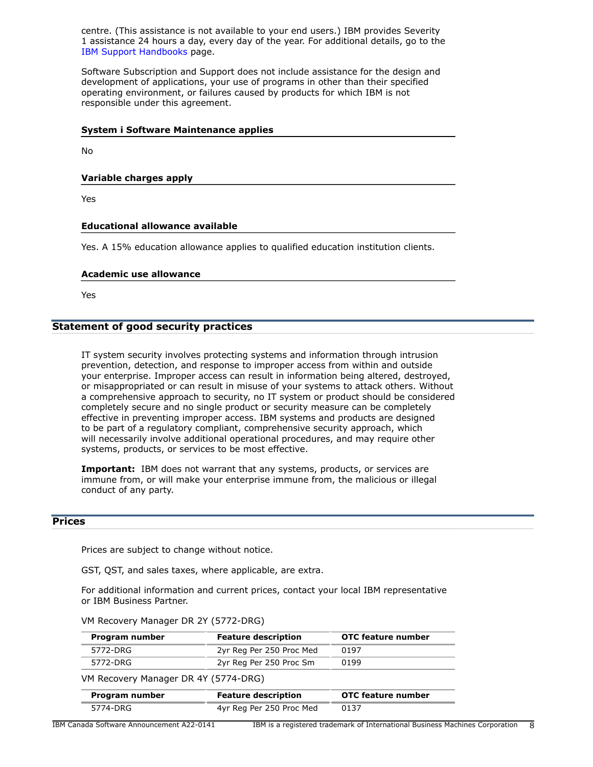centre. (This assistance is not available to your end users.) IBM provides Severity 1 assistance 24 hours a day, every day of the year. For additional details, go to the IBM Support Handbooks page.

Software Subscription and Support does not include assistance for the design and development of applications, your use of programs in other than their specified operating environment, or failures caused by products for which IBM is not responsible under this agreement.

### System i Software Maintenance applies

No

### Variable charges apply

Yes

### Educational allowance available

Yes. A 15% education allowance applies to qualified education institution clients.

### Academic use allowance

Yes

## Statement of good security practices

IT system security involves protecting systems and information through intrusion prevention, detection, and response to improper access from within and outside your enterprise. Improper access can result in information being altered, destroyed, or misappropriated or can result in misuse of your systems to attack others. Without a comprehensive approach to security, no IT system or product should be considered completely secure and no single product or security measure can be completely effective in preventing improper access. IBM systems and products are designed to be part of a regulatory compliant, comprehensive security approach, which will necessarily involve additional operational procedures, and may require other systems, products, or services to be most effective.

**Important:** IBM does not warrant that any systems, products, or services are immune from, or will make your enterprise immune from, the malicious or illegal conduct of any party.

## Prices

Prices are subject to change without notice.

GST, QST, and sales taxes, where applicable, are extra.

For additional information and current prices, contact your local IBM representative or IBM Business Partner.

VM Recovery Manager DR 2Y (5772-DRG)

| Program number | Feature description | OTC feature number |
|---|---|---|
| 5772-DRG | 2yr Reg Per 250 Proc Med | 0197 |
| 5772-DRG | 2yr Reg Per 250 Proc Sm | 0199 |

VM Recovery Manager DR 4Y (5774-DRG)

| Program number | Feature description | OTC feature number |
|---|---|---|
| 5774-DRG | 4yr Reg Per 250 Proc Med | 0137 |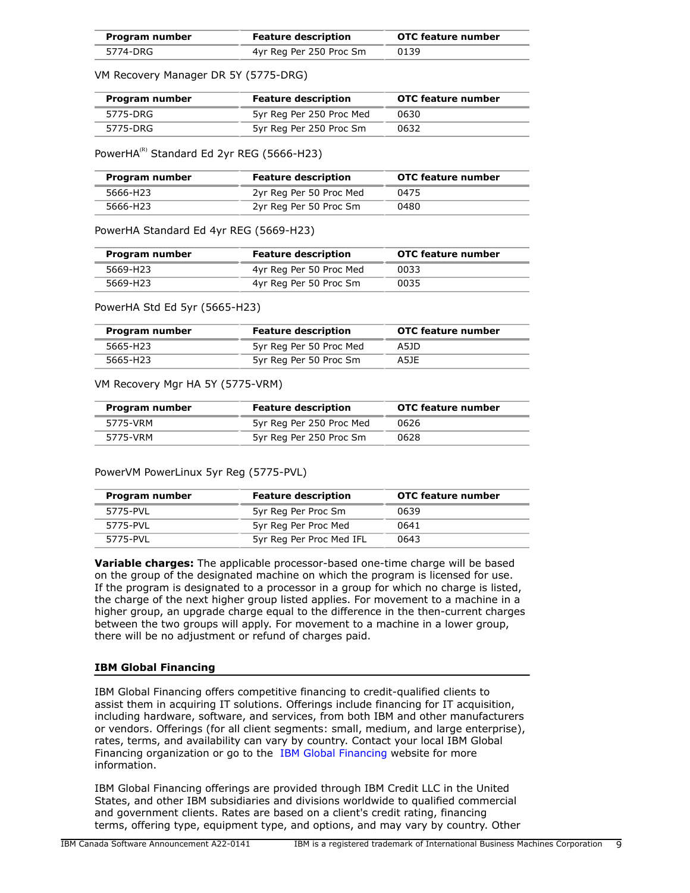| Program number | Feature description | OTC feature number |
| --- | --- | --- |
| 5774-DRG | 4yr Reg Per 250 Proc Sm | 0139 |

VM Recovery Manager DR 5Y (5775-DRG)

| Program number | Feature description | OTC feature number |
| --- | --- | --- |
| 5775-DRG | 5yr Reg Per 250 Proc Med | 0630 |
| 5775-DRG | 5yr Reg Per 250 Proc Sm | 0632 |

PowerHA(R) Standard Ed 2yr REG (5666-H23)

| Program number | Feature description | OTC feature number |
| --- | --- | --- |
| 5666-H23 | 2yr Reg Per 50 Proc Med | 0475 |
| 5666-H23 | 2yr Reg Per 50 Proc Sm | 0480 |

PowerHA Standard Ed 4yr REG (5669-H23)

| Program number | Feature description | OTC feature number |
| --- | --- | --- |
| 5669-H23 | 4yr Reg Per 50 Proc Med | 0033 |
| 5669-H23 | 4yr Reg Per 50 Proc Sm | 0035 |

PowerHA Std Ed 5yr (5665-H23)

| Program number | Feature description | OTC feature number |
| --- | --- | --- |
| 5665-H23 | 5yr Reg Per 50 Proc Med | A5JD |
| 5665-H23 | 5yr Reg Per 50 Proc Sm | A5JE |

VM Recovery Mgr HA 5Y (5775-VRM)

| Program number | Feature description | OTC feature number |
| --- | --- | --- |
| 5775-VRM | 5yr Reg Per 250 Proc Med | 0626 |
| 5775-VRM | 5yr Reg Per 250 Proc Sm | 0628 |

PowerVM PowerLinux 5yr Reg (5775-PVL)

| Program number | Feature description | OTC feature number |
| --- | --- | --- |
| 5775-PVL | 5yr Reg Per Proc Sm | 0639 |
| 5775-PVL | 5yr Reg Per Proc Med | 0641 |
| 5775-PVL | 5yr Reg Per Proc Med IFL | 0643 |

**Variable charges:** The applicable processor-based one-time charge will be based on the group of the designated machine on which the program is licensed for use. If the program is designated to a processor in a group for which no charge is listed, the charge of the next higher group listed applies. For movement to a machine in a higher group, an upgrade charge equal to the difference in the then-current charges between the two groups will apply. For movement to a machine in a lower group, there will be no adjustment or refund of charges paid.

## IBM Global Financing

IBM Global Financing offers competitive financing to credit-qualified clients to assist them in acquiring IT solutions. Offerings include financing for IT acquisition, including hardware, software, and services, from both IBM and other manufacturers or vendors. Offerings (for all client segments: small, medium, and large enterprise), rates, terms, and availability can vary by country. Contact your local IBM Global Financing organization or go to the IBM Global Financing website for more information.

IBM Global Financing offerings are provided through IBM Credit LLC in the United States, and other IBM subsidiaries and divisions worldwide to qualified commercial and government clients. Rates are based on a client's credit rating, financing terms, offering type, equipment type, and options, and may vary by country. Other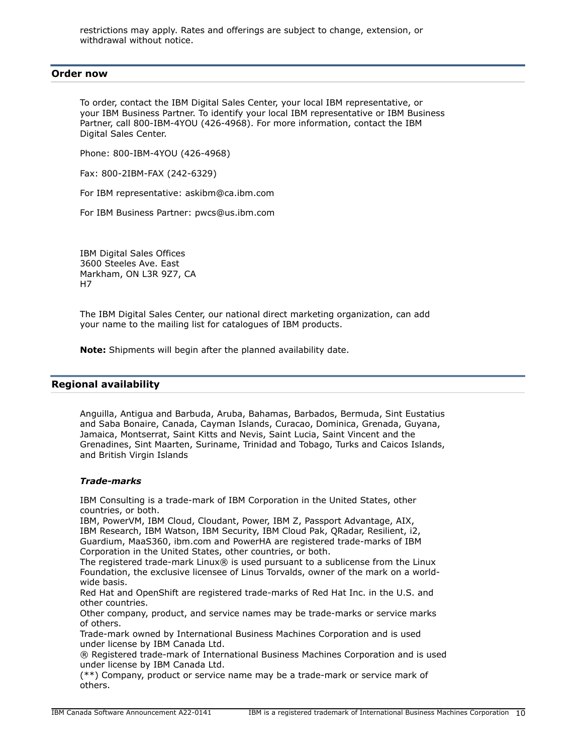restrictions may apply. Rates and offerings are subject to change, extension, or withdrawal without notice.

## Order now

To order, contact the IBM Digital Sales Center, your local IBM representative, or your IBM Business Partner. To identify your local IBM representative or IBM Business Partner, call 800-IBM-4YOU (426-4968). For more information, contact the IBM Digital Sales Center.

Phone: 800-IBM-4YOU (426-4968)

Fax: 800-2IBM-FAX (242-6329)

For IBM representative: askibm@ca.ibm.com

For IBM Business Partner: pwcs@us.ibm.com

IBM Digital Sales Offices
3600 Steeles Ave. East
Markham, ON L3R 9Z7, CA
H7

The IBM Digital Sales Center, our national direct marketing organization, can add your name to the mailing list for catalogues of IBM products.

**Note:** Shipments will begin after the planned availability date.

## Regional availability

Anguilla, Antigua and Barbuda, Aruba, Bahamas, Barbados, Bermuda, Sint Eustatius and Saba Bonaire, Canada, Cayman Islands, Curacao, Dominica, Grenada, Guyana, Jamaica, Montserrat, Saint Kitts and Nevis, Saint Lucia, Saint Vincent and the Grenadines, Sint Maarten, Suriname, Trinidad and Tobago, Turks and Caicos Islands, and British Virgin Islands

### *Trade-marks*

IBM Consulting is a trade-mark of IBM Corporation in the United States, other countries, or both.
IBM, PowerVM, IBM Cloud, Cloudant, Power, IBM Z, Passport Advantage, AIX, IBM Research, IBM Watson, IBM Security, IBM Cloud Pak, QRadar, Resilient, i2, Guardium, MaaS360, ibm.com and PowerHA are registered trade-marks of IBM Corporation in the United States, other countries, or both.
The registered trade-mark Linux® is used pursuant to a sublicense from the Linux Foundation, the exclusive licensee of Linus Torvalds, owner of the mark on a world-wide basis.
Red Hat and OpenShift are registered trade-marks of Red Hat Inc. in the U.S. and other countries.
Other company, product, and service names may be trade-marks or service marks of others.
Trade-mark owned by International Business Machines Corporation and is used under license by IBM Canada Ltd.
® Registered trade-mark of International Business Machines Corporation and is used under license by IBM Canada Ltd.
(**) Company, product or service name may be a trade-mark or service mark of others.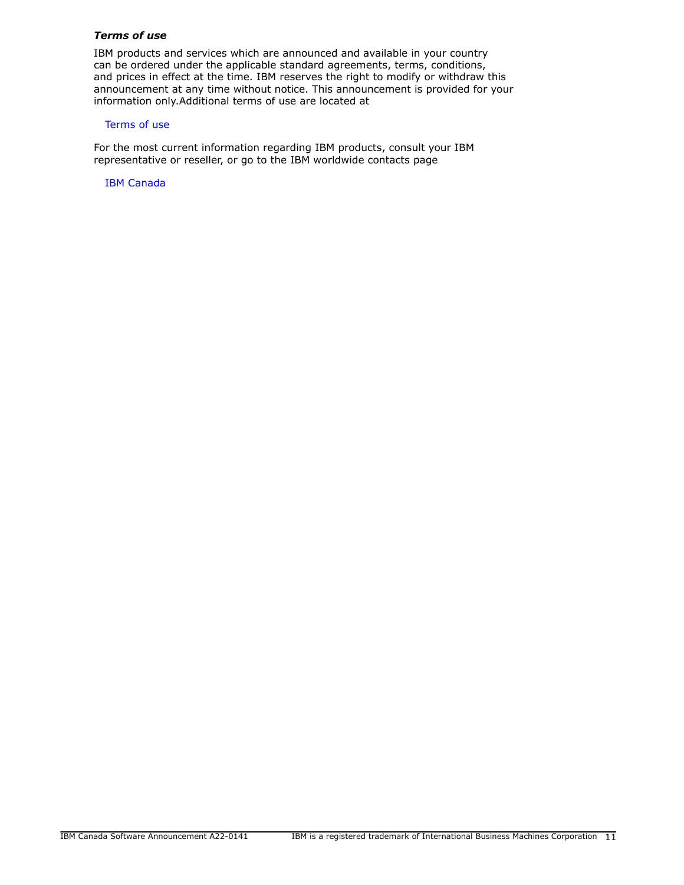### *Terms of use*

IBM products and services which are announced and available in your country can be ordered under the applicable standard agreements, terms, conditions, and prices in effect at the time. IBM reserves the right to modify or withdraw this announcement at any time without notice. This announcement is provided for your information only.Additional terms of use are located at

Terms of use

For the most current information regarding IBM products, consult your IBM representative or reseller, or go to the IBM worldwide contacts page

IBM Canada